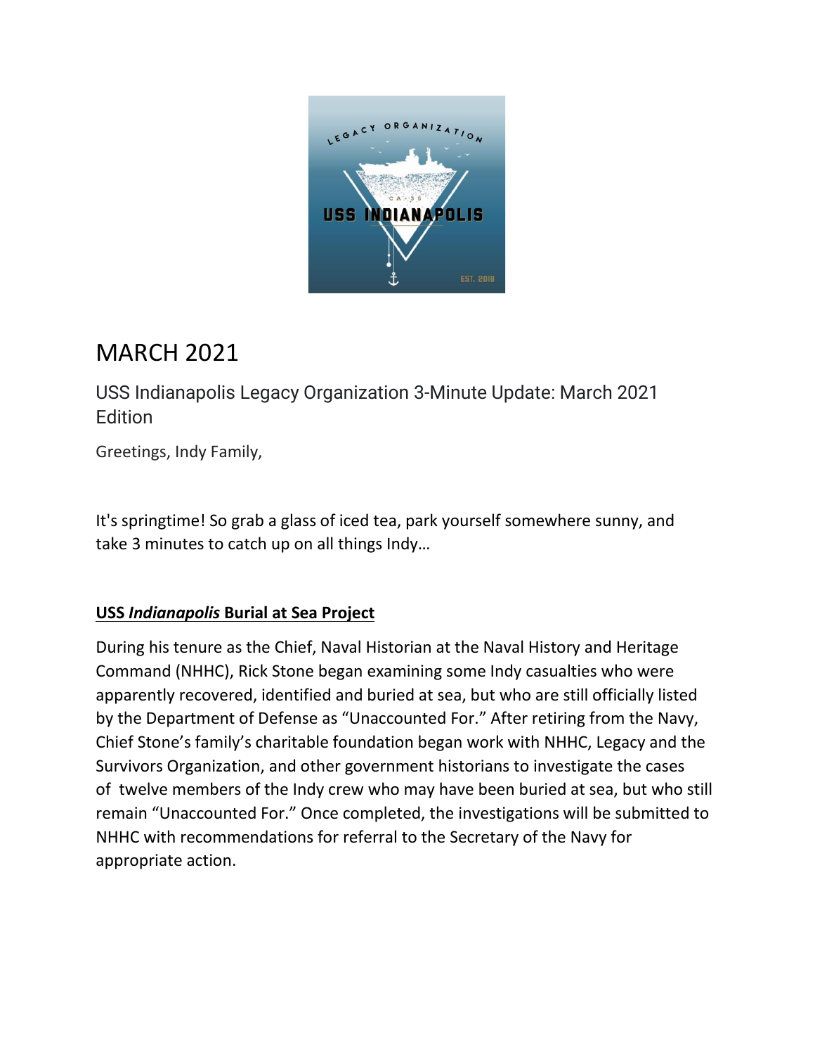# MARCH 2021

## USS Indianapolis Legacy Organization 3-Minute Update: March 2021 Edition

Greetings, Indy Family,

It's springtime! So grab a glass of iced tea, park yourself somewhere sunny, and take 3 minutes to catch up on all things Indy…

### USS *Indianapolis* Burial at Sea Project

During his tenure as the Chief, Naval Historian at the Naval History and Heritage Command (NHHC), Rick Stone began examining some Indy casualties who were apparently recovered, identified and buried at sea, but who are still officially listed by the Department of Defense as "Unaccounted For." After retiring from the Navy, Chief Stone's family's charitable foundation began work with NHHC, Legacy and the Survivors Organization, and other government historians to investigate the cases of twelve members of the Indy crew who may have been buried at sea, but who still remain "Unaccounted For." Once completed, the investigations will be submitted to NHHC with recommendations for referral to the Secretary of the Navy for appropriate action.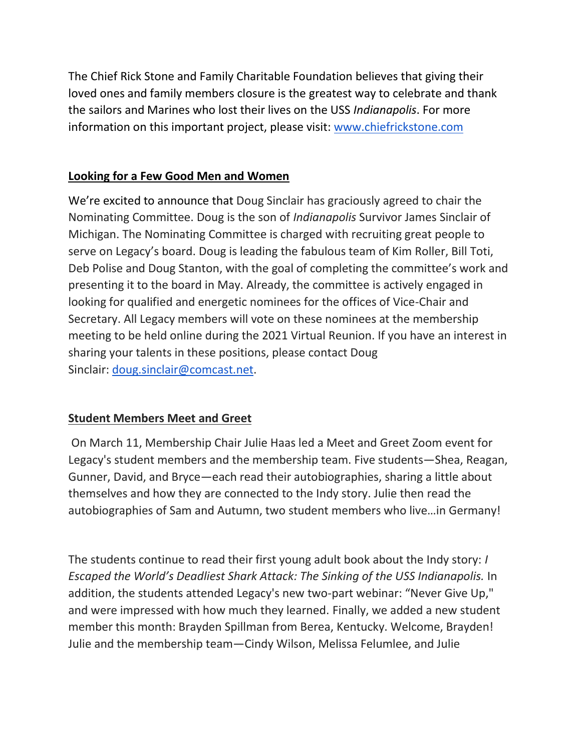The Chief Rick Stone and Family Charitable Foundation believes that giving their loved ones and family members closure is the greatest way to celebrate and thank the sailors and Marines who lost their lives on the USS *Indianapolis*. For more information on this important project, please visit: [www.chiefrickstone.com](http://www.chiefrickstone.com)

## Looking for a Few Good Men and Women

We're excited to announce that Doug Sinclair has graciously agreed to chair the Nominating Committee. Doug is the son of *Indianapolis* Survivor James Sinclair of Michigan. The Nominating Committee is charged with recruiting great people to serve on Legacy's board. Doug is leading the fabulous team of Kim Roller, Bill Toti, Deb Polise and Doug Stanton, with the goal of completing the committee's work and presenting it to the board in May. Already, the committee is actively engaged in looking for qualified and energetic nominees for the offices of Vice-Chair and Secretary. All Legacy members will vote on these nominees at the membership meeting to be held online during the 2021 Virtual Reunion. If you have an interest in sharing your talents in these positions, please contact Doug Sinclair: [doug.sinclair@comcast.net](mailto:doug.sinclair@comcast.net).

## Student Members Meet and Greet

On March 11, Membership Chair Julie Haas led a Meet and Greet Zoom event for Legacy's student members and the membership team. Five students—Shea, Reagan, Gunner, David, and Bryce—each read their autobiographies, sharing a little about themselves and how they are connected to the Indy story. Julie then read the autobiographies of Sam and Autumn, two student members who live…in Germany!

The students continue to read their first young adult book about the Indy story: *I Escaped the World's Deadliest Shark Attack: The Sinking of the USS Indianapolis.* In addition, the students attended Legacy's new two-part webinar: "Never Give Up," and were impressed with how much they learned. Finally, we added a new student member this month: Brayden Spillman from Berea, Kentucky. Welcome, Brayden! Julie and the membership team—Cindy Wilson, Melissa Felumlee, and Julie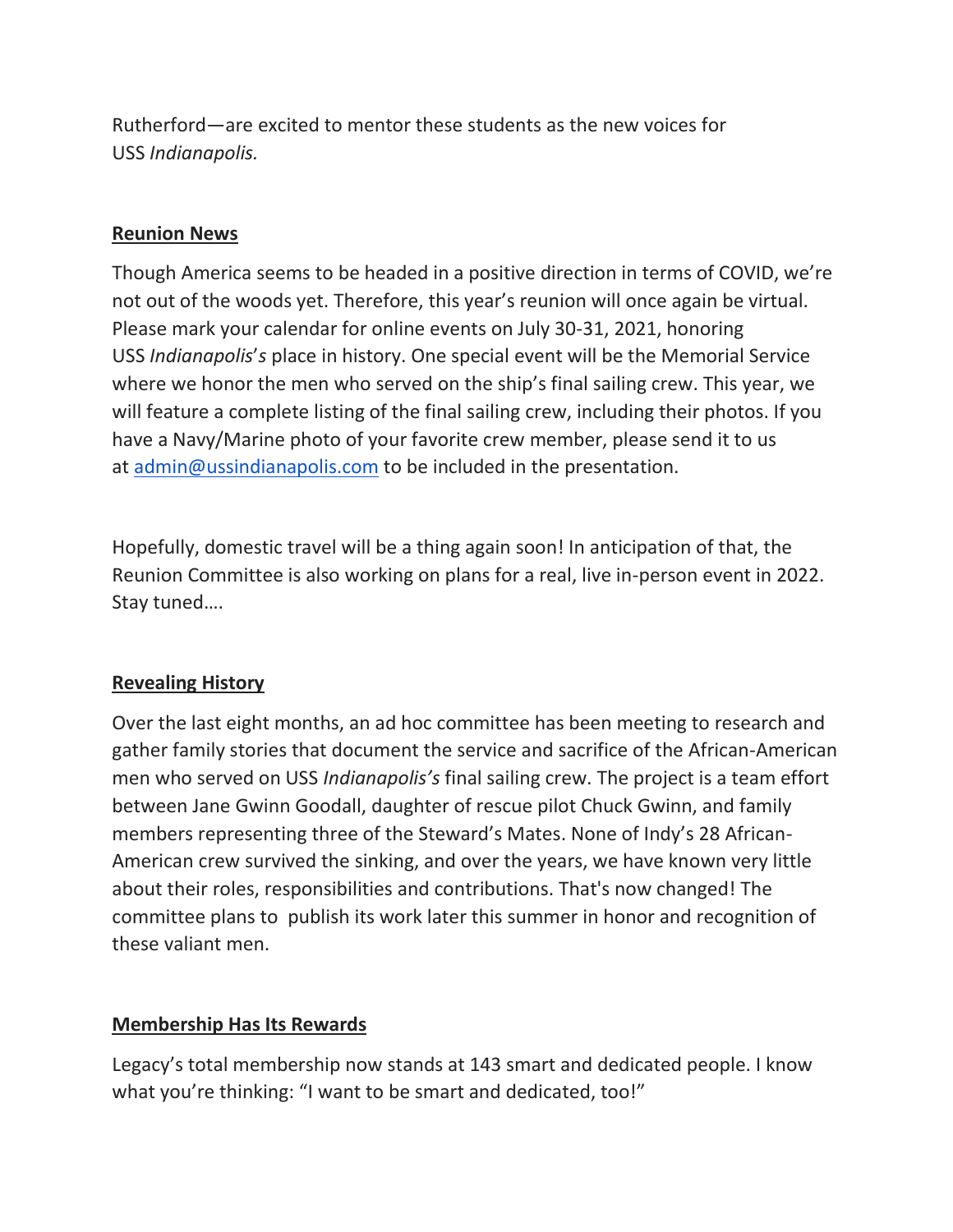Rutherford—are excited to mentor these students as the new voices for USS *Indianapolis.*

**Reunion News**

Though America seems to be headed in a positive direction in terms of COVID, we're not out of the woods yet. Therefore, this year's reunion will once again be virtual. Please mark your calendar for online events on July 30-31, 2021, honoring USS *Indianapolis*'*s* place in history. One special event will be the Memorial Service where we honor the men who served on the ship's final sailing crew. This year, we will feature a complete listing of the final sailing crew, including their photos. If you have a Navy/Marine photo of your favorite crew member, please send it to us at admin@ussindianapolis.com to be included in the presentation.

Hopefully, domestic travel will be a thing again soon! In anticipation of that, the Reunion Committee is also working on plans for a real, live in-person event in 2022. Stay tuned….

**Revealing History**

Over the last eight months, an ad hoc committee has been meeting to research and gather family stories that document the service and sacrifice of the African-American men who served on USS *Indianapolis's* final sailing crew. The project is a team effort between Jane Gwinn Goodall, daughter of rescue pilot Chuck Gwinn, and family members representing three of the Steward's Mates. None of Indy's 28 African-American crew survived the sinking, and over the years, we have known very little about their roles, responsibilities and contributions. That's now changed! The committee plans to publish its work later this summer in honor and recognition of these valiant men.

**Membership Has Its Rewards**

Legacy's total membership now stands at 143 smart and dedicated people. I know what you're thinking: "I want to be smart and dedicated, too!"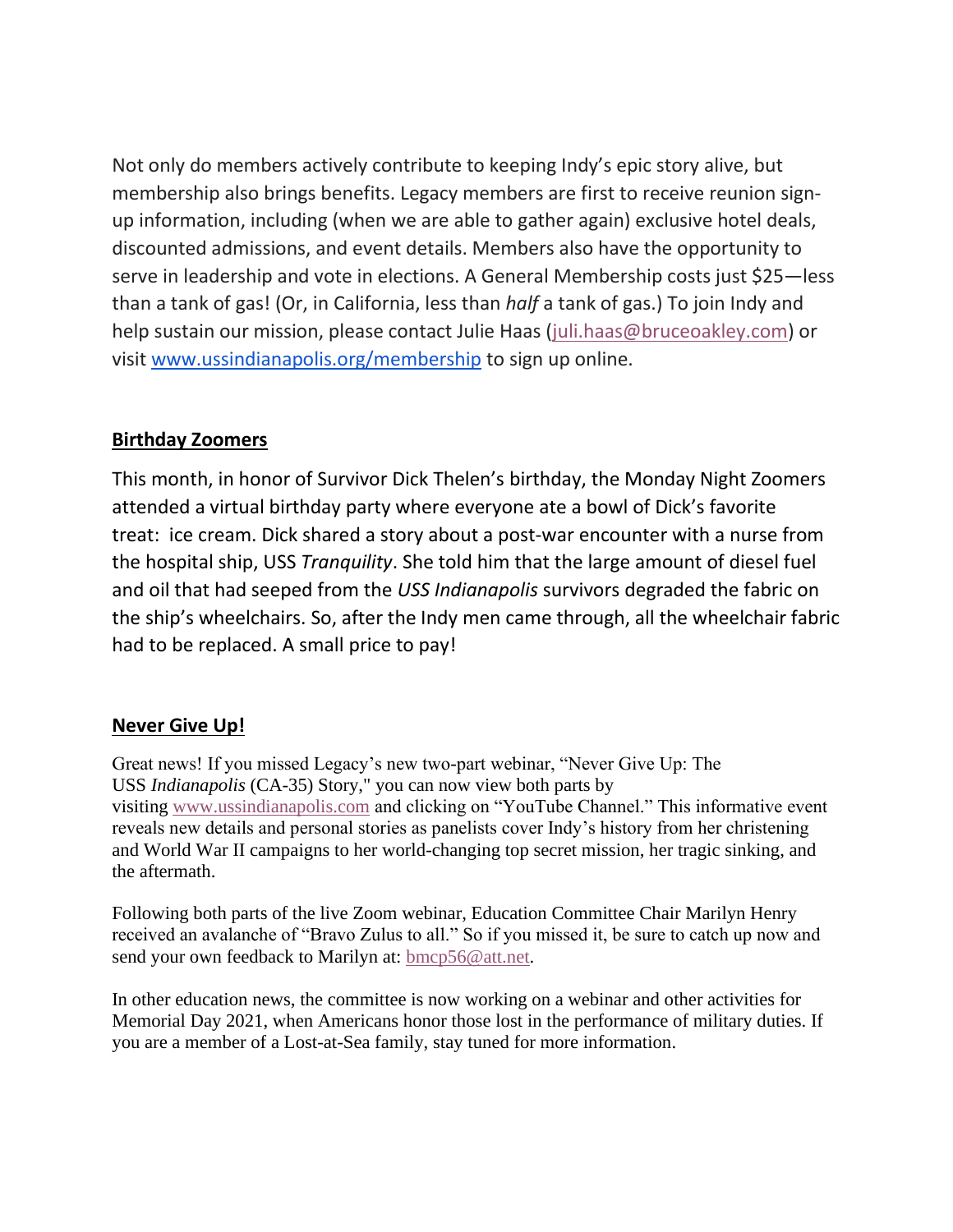Not only do members actively contribute to keeping Indy's epic story alive, but membership also brings benefits. Legacy members are first to receive reunion sign-up information, including (when we are able to gather again) exclusive hotel deals, discounted admissions, and event details. Members also have the opportunity to serve in leadership and vote in elections. A General Membership costs just $25—less than a tank of gas! (Or, in California, less than *half* a tank of gas.) To join Indy and help sustain our mission, please contact Julie Haas (juli.haas@bruceoakley.com) or visit www.ussindianapolis.org/membership to sign up online.

## Birthday Zoomers

This month, in honor of Survivor Dick Thelen's birthday, the Monday Night Zoomers attended a virtual birthday party where everyone ate a bowl of Dick's favorite treat: ice cream. Dick shared a story about a post-war encounter with a nurse from the hospital ship, USS *Tranquility*. She told him that the large amount of diesel fuel and oil that had seeped from the *USS Indianapolis* survivors degraded the fabric on the ship's wheelchairs. So, after the Indy men came through, all the wheelchair fabric had to be replaced. A small price to pay!

## Never Give Up!

Great news! If you missed Legacy's new two-part webinar, "Never Give Up: The USS *Indianapolis* (CA-35) Story," you can now view both parts by visiting www.ussindianapolis.com and clicking on "YouTube Channel." This informative event reveals new details and personal stories as panelists cover Indy's history from her christening and World War II campaigns to her world-changing top secret mission, her tragic sinking, and the aftermath.

Following both parts of the live Zoom webinar, Education Committee Chair Marilyn Henry received an avalanche of "Bravo Zulus to all." So if you missed it, be sure to catch up now and send your own feedback to Marilyn at: bmcp56@att.net.

In other education news, the committee is now working on a webinar and other activities for Memorial Day 2021, when Americans honor those lost in the performance of military duties. If you are a member of a Lost-at-Sea family, stay tuned for more information.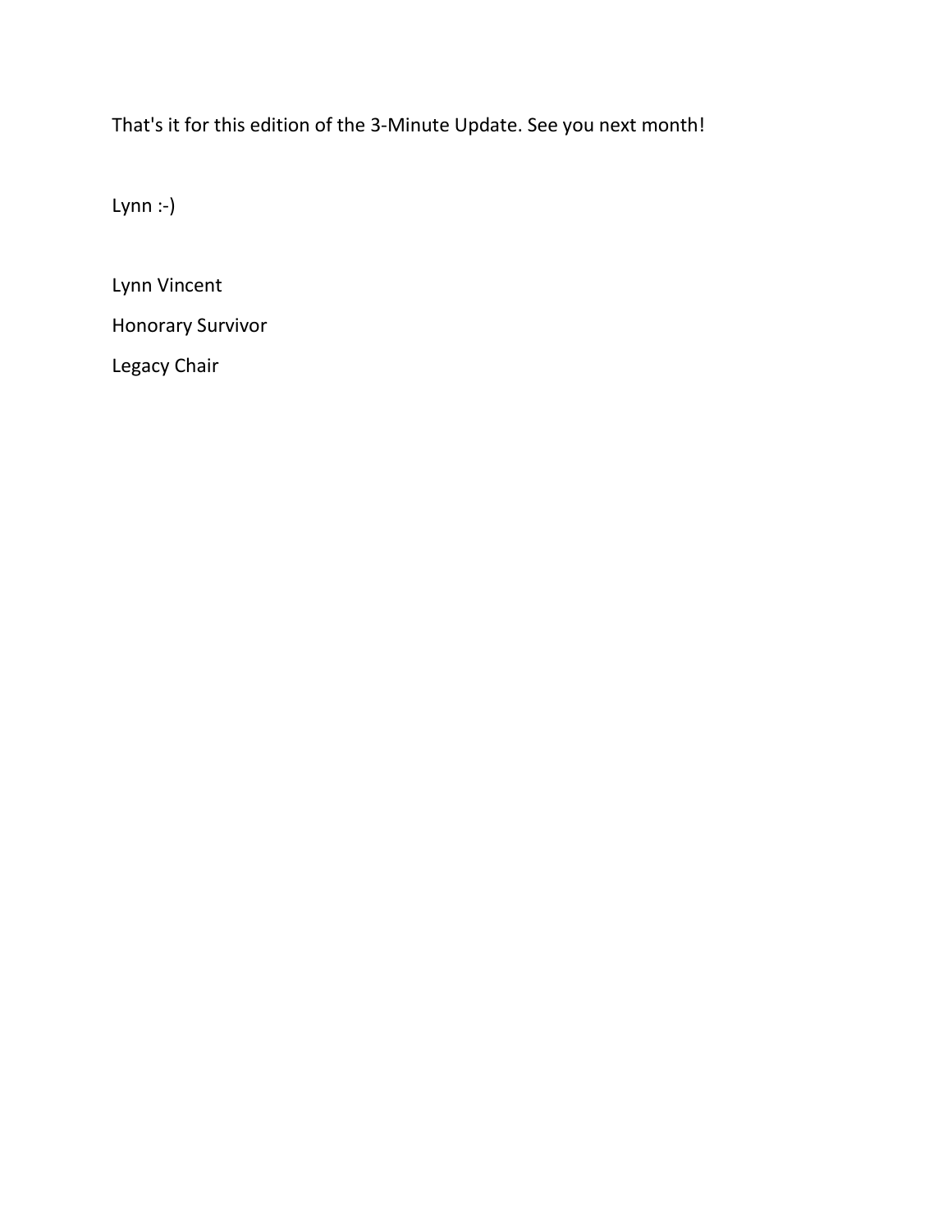That's it for this edition of the 3-Minute Update. See you next month!

Lynn :-)

Lynn Vincent

Honorary Survivor

Legacy Chair